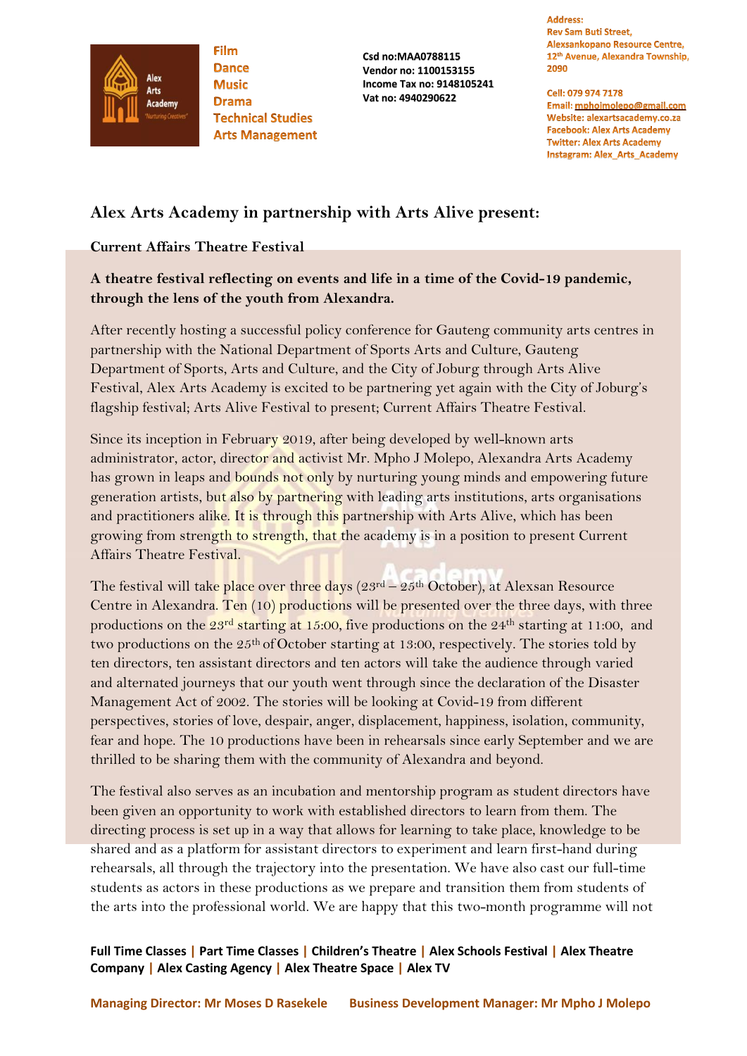Film
Dance
Music
Drama
Technical Studies
Arts Management

Csd no:MAA0788115
Vendor no: 1100153155
Income Tax no: 9148105241
Vat no: 4940290622

Address:
Rev Sam Buti Street,
Alexsankopano Resource Centre,
12th Avenue, Alexandra Township,
2090

Cell: 079 974 7178
Email: mpholmolepo@gmail.com
Website: alexartsacademy.co.za
Facebook: Alex Arts Academy
Twitter: Alex Arts Academy
Instagram: Alex_Arts_Academy

## Alex Arts Academy in partnership with Arts Alive present:

**Current Affairs Theatre Festival**

**A theatre festival reflecting on events and life in a time of the Covid-19 pandemic, through the lens of the youth from Alexandra.**

After recently hosting a successful policy conference for Gauteng community arts centres in partnership with the National Department of Sports Arts and Culture, Gauteng Department of Sports, Arts and Culture, and the City of Joburg through Arts Alive Festival, Alex Arts Academy is excited to be partnering yet again with the City of Joburg's flagship festival; Arts Alive Festival to present; Current Affairs Theatre Festival.

Since its inception in February 2019, after being developed by well-known arts administrator, actor, director and activist Mr. Mpho J Molepo, Alexandra Arts Academy has grown in leaps and bounds not only by nurturing young minds and empowering future generation artists, but also by partnering with leading arts institutions, arts organisations and practitioners alike. It is through this partnership with Arts Alive, which has been growing from strength to strength, that the academy is in a position to present Current Affairs Theatre Festival.

The festival will take place over three days (23rd – 25th October), at Alexsan Resource Centre in Alexandra. Ten (10) productions will be presented over the three days, with three productions on the 23rd starting at 15:00, five productions on the 24th starting at 11:00, and two productions on the 25th of October starting at 13:00, respectively. The stories told by ten directors, ten assistant directors and ten actors will take the audience through varied and alternated journeys that our youth went through since the declaration of the Disaster Management Act of 2002. The stories will be looking at Covid-19 from different perspectives, stories of love, despair, anger, displacement, happiness, isolation, community, fear and hope. The 10 productions have been in rehearsals since early September and we are thrilled to be sharing them with the community of Alexandra and beyond.

The festival also serves as an incubation and mentorship program as student directors have been given an opportunity to work with established directors to learn from them. The directing process is set up in a way that allows for learning to take place, knowledge to be shared and as a platform for assistant directors to experiment and learn first-hand during rehearsals, all through the trajectory into the presentation. We have also cast our full-time students as actors in these productions as we prepare and transition them from students of the arts into the professional world. We are happy that this two-month programme will not

**Full Time Classes | Part Time Classes | Children's Theatre | Alex Schools Festival | Alex Theatre Company | Alex Casting Agency | Alex Theatre Space | Alex TV**

Managing Director: Mr Moses D Rasekele    Business Development Manager: Mr Mpho J Molepo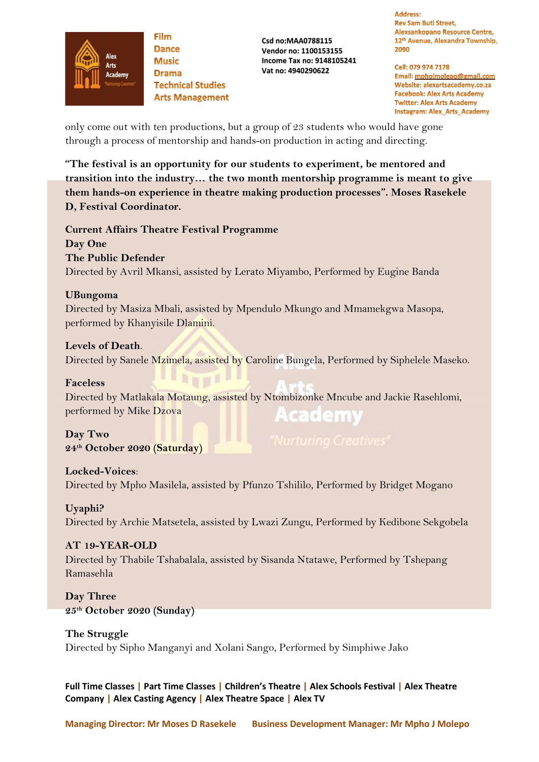only come out with ten productions, but a group of 23 students who would have gone through a process of mentorship and hands-on production in acting and directing.

**"The festival is an opportunity for our students to experiment, be mentored and transition into the industry… the two month mentorship programme is meant to give them hands-on experience in theatre making production processes". Moses Rasekele D, Festival Coordinator.**

**Current Affairs Theatre Festival Programme**
**Day One**
**The Public Defender**
Directed by Avril Mkansi, assisted by Lerato Miyambo, Performed by Eugine Banda

**UBungoma**
Directed by Masiza Mbali, assisted by Mpendulo Mkungo and Mmamekgwa Masopa, performed by Khanyisile Dlamini.

**Levels of Death**.
Directed by Sanele Mzimela, assisted by Caroline Bungela, Performed by Siphelele Maseko.

**Faceless**
Directed by Matlakala Motaung, assisted by Ntombizonke Mncube and Jackie Rasehlomi, performed by Mike Dzova

**Day Two**
**24th October 2020 (Saturday)**

**Locked-Voices**:
Directed by Mpho Masilela, assisted by Pfunzo Tshililo, Performed by Bridget Mogano

**Uyaphi?**
Directed by Archie Matsetela, assisted by Lwazi Zungu, Performed by Kedibone Sekgobela

**AT 19-YEAR-OLD**
Directed by Thabile Tshabalala, assisted by Sisanda Ntatawe, Performed by Tshepang Ramasehla

**Day Three**
**25th October 2020 (Sunday)**

**The Struggle**
Directed by Sipho Manganyi and Xolani Sango, Performed by Simphiwe Jako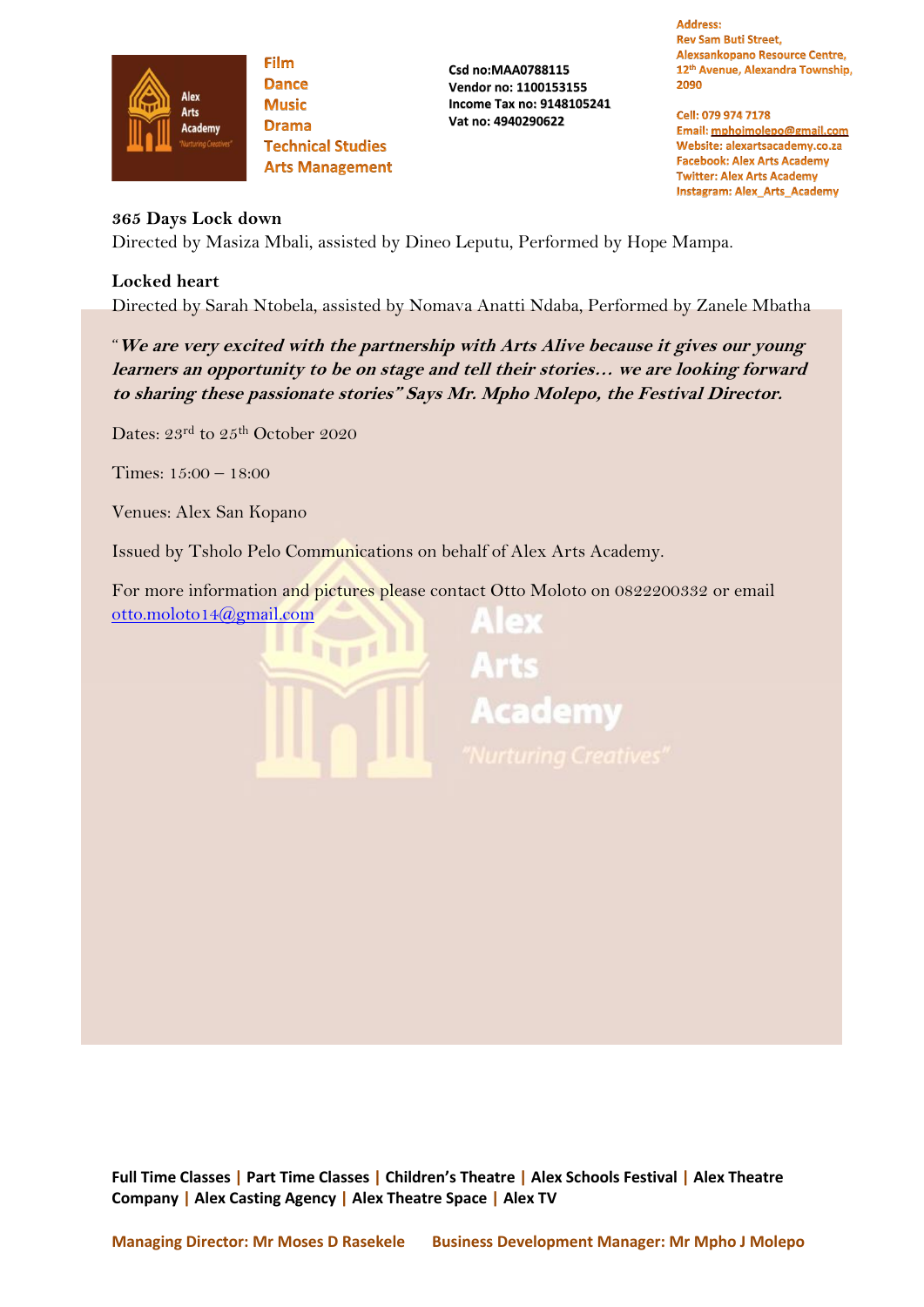**365 Days Lock down**

Directed by Masiza Mbali, assisted by Dineo Leputu, Performed by Hope Mampa.

**Locked heart**

Directed by Sarah Ntobela, assisted by Nomava Anatti Ndaba, Performed by Zanele Mbatha

"***We are very excited with the partnership with Arts Alive because it gives our young learners an opportunity to be on stage and tell their stories… we are looking forward to sharing these passionate stories" Says Mr. Mpho Molepo, the Festival Director.***

Dates: 23rd to 25th October 2020

Times: 15:00 – 18:00

Venues: Alex San Kopano

Issued by Tsholo Pelo Communications on behalf of Alex Arts Academy.

For more information and pictures please contact Otto Moloto on 0822200332 or email otto.moloto14@gmail.com